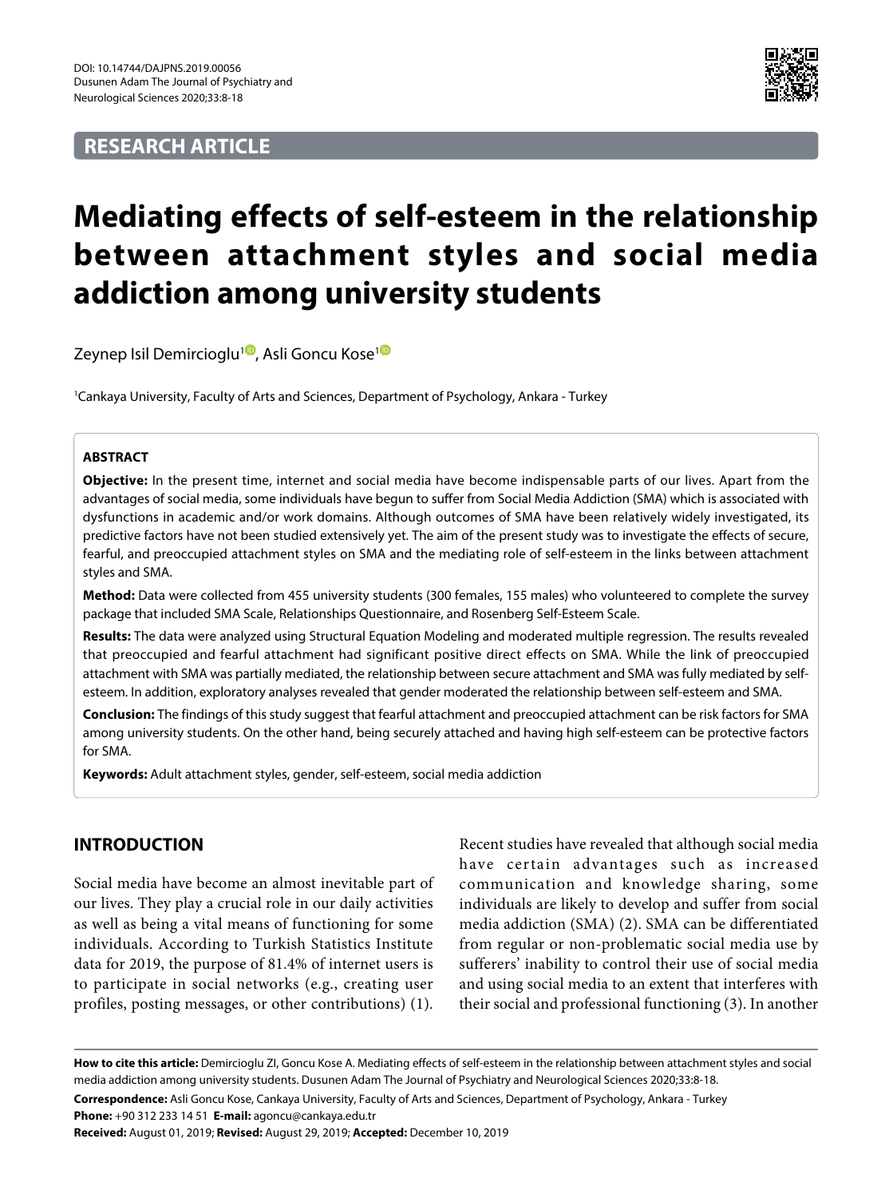RESEARCH ARTICLE

# Mediating effects of self-esteem in the relationship between attachment styles and social media addiction among university students

Zeynep Isil Demircioglu[1], Asli Goncu Kose[1]

[1]Cankaya University, Faculty of Arts and Sciences, Department of Psychology, Ankara - Turkey

### ABSTRACT

**Objective:** In the present time, internet and social media have become indispensable parts of our lives. Apart from the advantages of social media, some individuals have begun to suffer from Social Media Addiction (SMA) which is associated with dysfunctions in academic and/or work domains. Although outcomes of SMA have been relatively widely investigated, its predictive factors have not been studied extensively yet. The aim of the present study was to investigate the effects of secure, fearful, and preoccupied attachment styles on SMA and the mediating role of self-esteem in the links between attachment styles and SMA.

**Method:** Data were collected from 455 university students (300 females, 155 males) who volunteered to complete the survey package that included SMA Scale, Relationships Questionnaire, and Rosenberg Self-Esteem Scale.

**Results:** The data were analyzed using Structural Equation Modeling and moderated multiple regression. The results revealed that preoccupied and fearful attachment had significant positive direct effects on SMA. While the link of preoccupied attachment with SMA was partially mediated, the relationship between secure attachment and SMA was fully mediated by self-esteem. In addition, exploratory analyses revealed that gender moderated the relationship between self-esteem and SMA.

**Conclusion:** The findings of this study suggest that fearful attachment and preoccupied attachment can be risk factors for SMA among university students. On the other hand, being securely attached and having high self-esteem can be protective factors for SMA.

**Keywords:** Adult attachment styles, gender, self-esteem, social media addiction

## INTRODUCTION

Social media have become an almost inevitable part of our lives. They play a crucial role in our daily activities as well as being a vital means of functioning for some individuals. According to Turkish Statistics Institute data for 2019, the purpose of 81.4% of internet users is to participate in social networks (e.g., creating user profiles, posting messages, or other contributions) (1). Recent studies have revealed that although social media have certain advantages such as increased communication and knowledge sharing, some individuals are likely to develop and suffer from social media addiction (SMA) (2). SMA can be differentiated from regular or non-problematic social media use by sufferers' inability to control their use of social media and using social media to an extent that interferes with their social and professional functioning (3). In another

**How to cite this article:** Demircioglu ZI, Goncu Kose A. Mediating effects of self-esteem in the relationship between attachment styles and social media addiction among university students. Dusunen Adam The Journal of Psychiatry and Neurological Sciences 2020;33:8-18.

**Correspondence:** Asli Goncu Kose, Cankaya University, Faculty of Arts and Sciences, Department of Psychology, Ankara - Turkey

**Phone:** +90 312 233 14 51 **E-mail:** agoncu@cankaya.edu.tr

**Received:** August 01, 2019; **Revised:** August 29, 2019; **Accepted:** December 10, 2019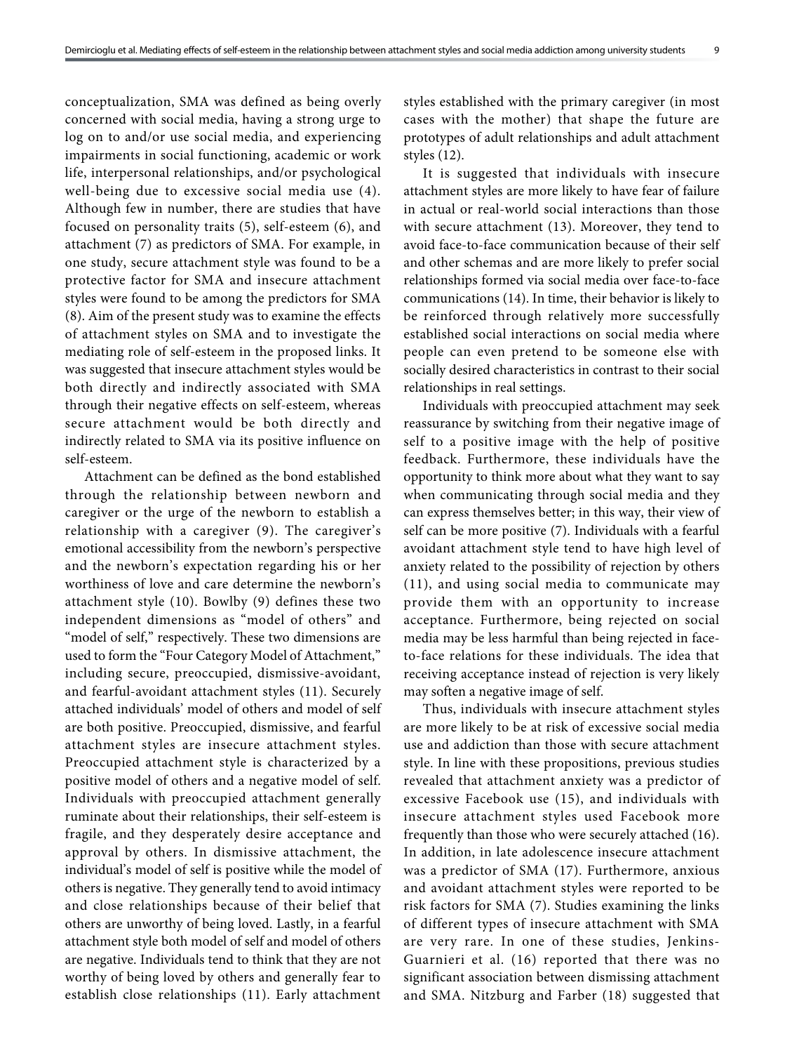conceptualization, SMA was defined as being overly concerned with social media, having a strong urge to log on to and/or use social media, and experiencing impairments in social functioning, academic or work life, interpersonal relationships, and/or psychological well-being due to excessive social media use (4). Although few in number, there are studies that have focused on personality traits (5), self-esteem (6), and attachment (7) as predictors of SMA. For example, in one study, secure attachment style was found to be a protective factor for SMA and insecure attachment styles were found to be among the predictors for SMA (8). Aim of the present study was to examine the effects of attachment styles on SMA and to investigate the mediating role of self-esteem in the proposed links. It was suggested that insecure attachment styles would be both directly and indirectly associated with SMA through their negative effects on self-esteem, whereas secure attachment would be both directly and indirectly related to SMA via its positive influence on self-esteem.

Attachment can be defined as the bond established through the relationship between newborn and caregiver or the urge of the newborn to establish a relationship with a caregiver (9). The caregiver's emotional accessibility from the newborn's perspective and the newborn's expectation regarding his or her worthiness of love and care determine the newborn's attachment style (10). Bowlby (9) defines these two independent dimensions as "model of others" and "model of self," respectively. These two dimensions are used to form the "Four Category Model of Attachment," including secure, preoccupied, dismissive-avoidant, and fearful-avoidant attachment styles (11). Securely attached individuals' model of others and model of self are both positive. Preoccupied, dismissive, and fearful attachment styles are insecure attachment styles. Preoccupied attachment style is characterized by a positive model of others and a negative model of self. Individuals with preoccupied attachment generally ruminate about their relationships, their self-esteem is fragile, and they desperately desire acceptance and approval by others. In dismissive attachment, the individual's model of self is positive while the model of others is negative. They generally tend to avoid intimacy and close relationships because of their belief that others are unworthy of being loved. Lastly, in a fearful attachment style both model of self and model of others are negative. Individuals tend to think that they are not worthy of being loved by others and generally fear to establish close relationships (11). Early attachment styles established with the primary caregiver (in most cases with the mother) that shape the future are prototypes of adult relationships and adult attachment styles (12).

It is suggested that individuals with insecure attachment styles are more likely to have fear of failure in actual or real-world social interactions than those with secure attachment (13). Moreover, they tend to avoid face-to-face communication because of their self and other schemas and are more likely to prefer social relationships formed via social media over face-to-face communications (14). In time, their behavior is likely to be reinforced through relatively more successfully established social interactions on social media where people can even pretend to be someone else with socially desired characteristics in contrast to their social relationships in real settings.

Individuals with preoccupied attachment may seek reassurance by switching from their negative image of self to a positive image with the help of positive feedback. Furthermore, these individuals have the opportunity to think more about what they want to say when communicating through social media and they can express themselves better; in this way, their view of self can be more positive (7). Individuals with a fearful avoidant attachment style tend to have high level of anxiety related to the possibility of rejection by others (11), and using social media to communicate may provide them with an opportunity to increase acceptance. Furthermore, being rejected on social media may be less harmful than being rejected in face-to-face relations for these individuals. The idea that receiving acceptance instead of rejection is very likely may soften a negative image of self.

Thus, individuals with insecure attachment styles are more likely to be at risk of excessive social media use and addiction than those with secure attachment style. In line with these propositions, previous studies revealed that attachment anxiety was a predictor of excessive Facebook use (15), and individuals with insecure attachment styles used Facebook more frequently than those who were securely attached (16). In addition, in late adolescence insecure attachment was a predictor of SMA (17). Furthermore, anxious and avoidant attachment styles were reported to be risk factors for SMA (7). Studies examining the links of different types of insecure attachment with SMA are very rare. In one of these studies, Jenkins-Guarnieri et al. (16) reported that there was no significant association between dismissing attachment and SMA. Nitzburg and Farber (18) suggested that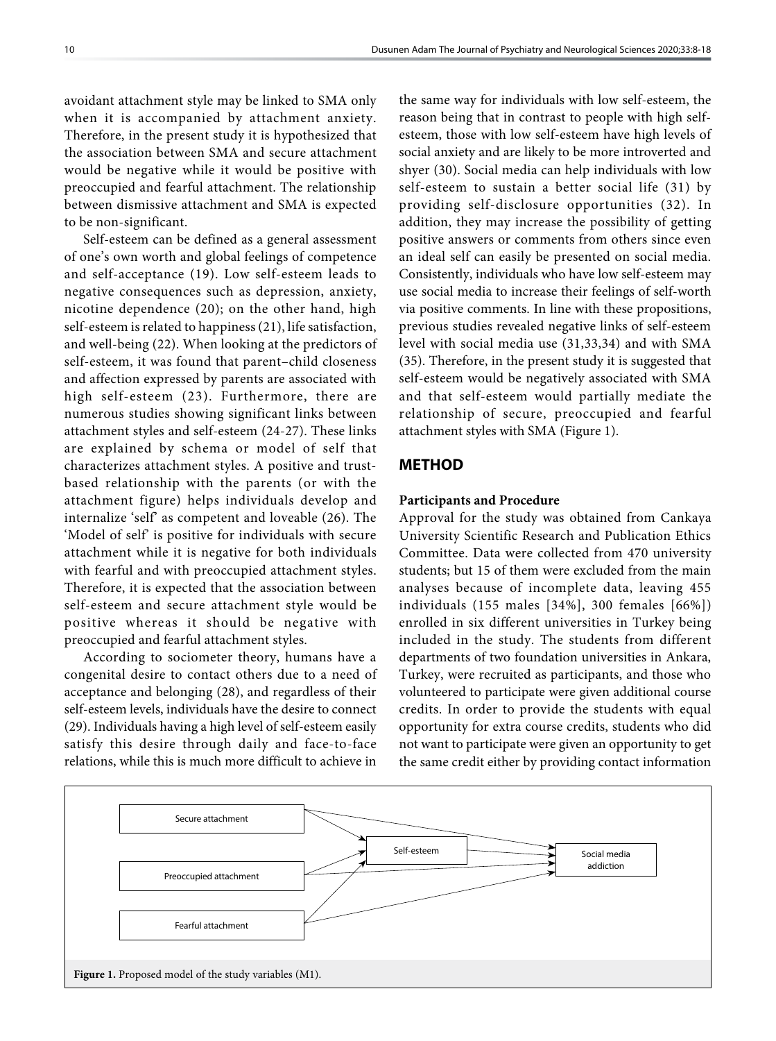avoidant attachment style may be linked to SMA only when it is accompanied by attachment anxiety. Therefore, in the present study it is hypothesized that the association between SMA and secure attachment would be negative while it would be positive with preoccupied and fearful attachment. The relationship between dismissive attachment and SMA is expected to be non-significant.

Self-esteem can be defined as a general assessment of one's own worth and global feelings of competence and self-acceptance (19). Low self-esteem leads to negative consequences such as depression, anxiety, nicotine dependence (20); on the other hand, high self-esteem is related to happiness (21), life satisfaction, and well-being (22). When looking at the predictors of self-esteem, it was found that parent–child closeness and affection expressed by parents are associated with high self-esteem (23). Furthermore, there are numerous studies showing significant links between attachment styles and self-esteem (24-27). These links are explained by schema or model of self that characterizes attachment styles. A positive and trust-based relationship with the parents (or with the attachment figure) helps individuals develop and internalize 'self' as competent and loveable (26). The 'Model of self' is positive for individuals with secure attachment while it is negative for both individuals with fearful and with preoccupied attachment styles. Therefore, it is expected that the association between self-esteem and secure attachment style would be positive whereas it should be negative with preoccupied and fearful attachment styles.

According to sociometer theory, humans have a congenital desire to contact others due to a need of acceptance and belonging (28), and regardless of their self-esteem levels, individuals have the desire to connect (29). Individuals having a high level of self-esteem easily satisfy this desire through daily and face-to-face relations, while this is much more difficult to achieve in the same way for individuals with low self-esteem, the reason being that in contrast to people with high self-esteem, those with low self-esteem have high levels of social anxiety and are likely to be more introverted and shyer (30). Social media can help individuals with low self-esteem to sustain a better social life (31) by providing self-disclosure opportunities (32). In addition, they may increase the possibility of getting positive answers or comments from others since even an ideal self can easily be presented on social media. Consistently, individuals who have low self-esteem may use social media to increase their feelings of self-worth via positive comments. In line with these propositions, previous studies revealed negative links of self-esteem level with social media use (31,33,34) and with SMA (35). Therefore, in the present study it is suggested that self-esteem would be negatively associated with SMA and that self-esteem would partially mediate the relationship of secure, preoccupied and fearful attachment styles with SMA (Figure 1).

## METHOD

### Participants and Procedure

Approval for the study was obtained from Cankaya University Scientific Research and Publication Ethics Committee. Data were collected from 470 university students; but 15 of them were excluded from the main analyses because of incomplete data, leaving 455 individuals (155 males [34%], 300 females [66%]) enrolled in six different universities in Turkey being included in the study. The students from different departments of two foundation universities in Ankara, Turkey, were recruited as participants, and those who volunteered to participate were given additional course credits. In order to provide the students with equal opportunity for extra course credits, students who did not want to participate were given an opportunity to get the same credit either by providing contact information

Secure attachment | Self-esteem | Social media addiction | Preoccupied attachment | Fearful attachment

**Figure 1.** Proposed model of the study variables (M1).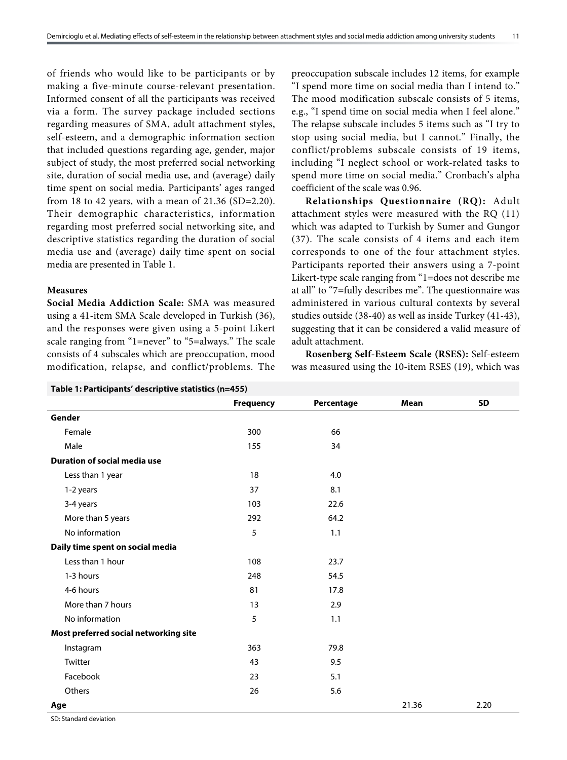of friends who would like to be participants or by making a five-minute course-relevant presentation. Informed consent of all the participants was received via a form. The survey package included sections regarding measures of SMA, adult attachment styles, self-esteem, and a demographic information section that included questions regarding age, gender, major subject of study, the most preferred social networking site, duration of social media use, and (average) daily time spent on social media. Participants' ages ranged from 18 to 42 years, with a mean of 21.36 (SD=2.20). Their demographic characteristics, information regarding most preferred social networking site, and descriptive statistics regarding the duration of social media use and (average) daily time spent on social media are presented in Table 1.

### Measures

**Social Media Addiction Scale:** SMA was measured using a 41-item SMA Scale developed in Turkish (36), and the responses were given using a 5-point Likert scale ranging from "1=never" to "5=always." The scale consists of 4 subscales which are preoccupation, mood modification, relapse, and conflict/problems. The preoccupation subscale includes 12 items, for example "I spend more time on social media than I intend to." The mood modification subscale consists of 5 items, e.g., "I spend time on social media when I feel alone." The relapse subscale includes 5 items such as "I try to stop using social media, but I cannot." Finally, the conflict/problems subscale consists of 19 items, including "I neglect school or work-related tasks to spend more time on social media." Cronbach's alpha coefficient of the scale was 0.96.

**Relationships Questionnaire (RQ):** Adult attachment styles were measured with the RQ (11) which was adapted to Turkish by Sumer and Gungor (37). The scale consists of 4 items and each item corresponds to one of the four attachment styles. Participants reported their answers using a 7-point Likert-type scale ranging from "1=does not describe me at all" to "7=fully describes me". The questionnaire was administered in various cultural contexts by several studies outside (38-40) as well as inside Turkey (41-43), suggesting that it can be considered a valid measure of adult attachment.

**Rosenberg Self-Esteem Scale (RSES):** Self-esteem was measured using the 10-item RSES (19), which was

**Table 1: Participants' descriptive statistics (n=455)**

| | Frequency | Percentage | Mean | SD |
|---|---|---|---|---|
| **Gender** | | | | |
| Female | 300 | 66 | | |
| Male | 155 | 34 | | |
| **Duration of social media use** | | | | |
| Less than 1 year | 18 | 4.0 | | |
| 1-2 years | 37 | 8.1 | | |
| 3-4 years | 103 | 22.6 | | |
| More than 5 years | 292 | 64.2 | | |
| No information | 5 | 1.1 | | |
| **Daily time spent on social media** | | | | |
| Less than 1 hour | 108 | 23.7 | | |
| 1-3 hours | 248 | 54.5 | | |
| 4-6 hours | 81 | 17.8 | | |
| More than 7 hours | 13 | 2.9 | | |
| No information | 5 | 1.1 | | |
| **Most preferred social networking site** | | | | |
| Instagram | 363 | 79.8 | | |
| Twitter | 43 | 9.5 | | |
| Facebook | 23 | 5.1 | | |
| Others | 26 | 5.6 | | |
| **Age** | | | 21.36 | 2.20 |

SD: Standard deviation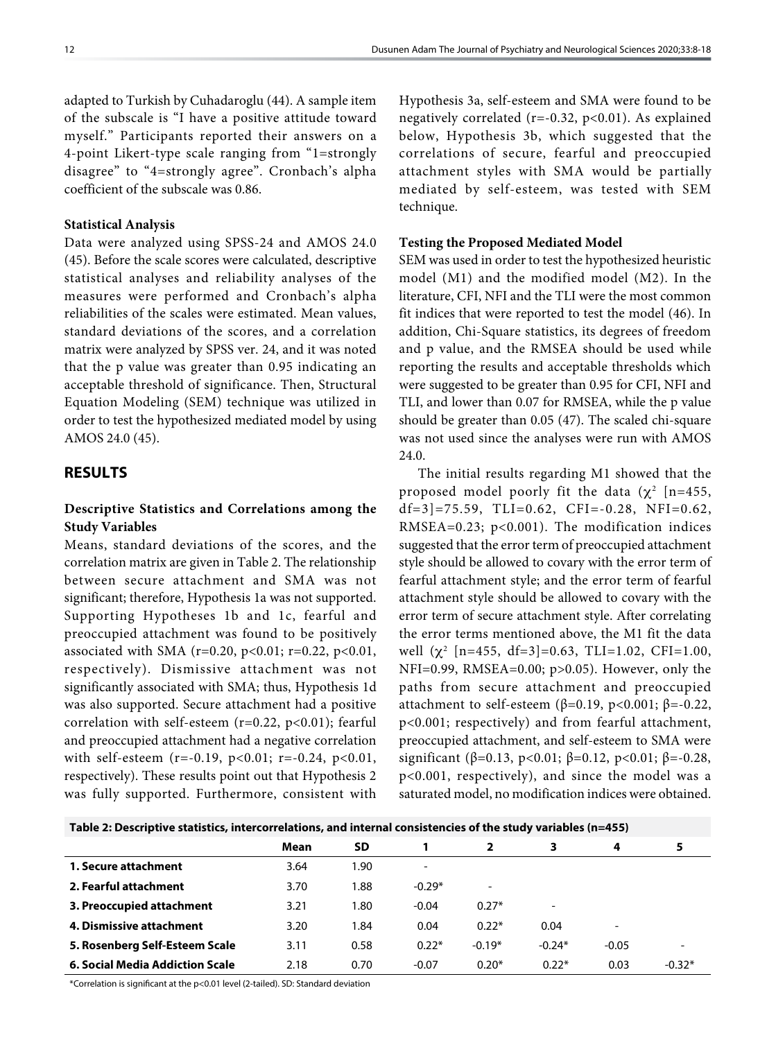adapted to Turkish by Cuhadaroglu (44). A sample item of the subscale is "I have a positive attitude toward myself." Participants reported their answers on a 4-point Likert-type scale ranging from "1=strongly disagree" to "4=strongly agree". Cronbach's alpha coefficient of the subscale was 0.86.

### Statistical Analysis

Data were analyzed using SPSS-24 and AMOS 24.0 (45). Before the scale scores were calculated, descriptive statistical analyses and reliability analyses of the measures were performed and Cronbach's alpha reliabilities of the scales were estimated. Mean values, standard deviations of the scores, and a correlation matrix were analyzed by SPSS ver. 24, and it was noted that the p value was greater than 0.95 indicating an acceptable threshold of significance. Then, Structural Equation Modeling (SEM) technique was utilized in order to test the hypothesized mediated model by using AMOS 24.0 (45).

## RESULTS

### Descriptive Statistics and Correlations among the Study Variables

Means, standard deviations of the scores, and the correlation matrix are given in Table 2. The relationship between secure attachment and SMA was not significant; therefore, Hypothesis 1a was not supported. Supporting Hypotheses 1b and 1c, fearful and preoccupied attachment was found to be positively associated with SMA ($r=0.20$, $p<0.01$; $r=0.22$, $p<0.01$, respectively). Dismissive attachment was not significantly associated with SMA; thus, Hypothesis 1d was also supported. Secure attachment had a positive correlation with self-esteem ($r=0.22$, $p<0.01$); fearful and preoccupied attachment had a negative correlation with self-esteem ($r=-0.19$, $p<0.01$; $r=-0.24$, $p<0.01$, respectively). These results point out that Hypothesis 2 was fully supported. Furthermore, consistent with Hypothesis 3a, self-esteem and SMA were found to be negatively correlated ($r=-0.32$, $p<0.01$). As explained below, Hypothesis 3b, which suggested that the correlations of secure, fearful and preoccupied attachment styles with SMA would be partially mediated by self-esteem, was tested with SEM technique.

### Testing the Proposed Mediated Model

SEM was used in order to test the hypothesized heuristic model (M1) and the modified model (M2). In the literature, CFI, NFI and the TLI were the most common fit indices that were reported to test the model (46). In addition, Chi-Square statistics, its degrees of freedom and p value, and the RMSEA should be used while reporting the results and acceptable thresholds which were suggested to be greater than 0.95 for CFI, NFI and TLI, and lower than 0.07 for RMSEA, while the p value should be greater than 0.05 (47). The scaled chi-square was not used since the analyses were run with AMOS 24.0.

The initial results regarding M1 showed that the proposed model poorly fit the data ($\chi^2$ [n=455, df=3]=75.59, TLI=0.62, CFI=-0.28, NFI=0.62, RMSEA=0.23; $p<0.001$). The modification indices suggested that the error term of preoccupied attachment style should be allowed to covary with the error term of fearful attachment style; and the error term of fearful attachment style should be allowed to covary with the error term of secure attachment style. After correlating the error terms mentioned above, the M1 fit the data well ($\chi^2$ [n=455, df=3]=0.63, TLI=1.02, CFI=1.00, NFI=0.99, RMSEA=0.00; $p>0.05$). However, only the paths from secure attachment and preoccupied attachment to self-esteem ($\beta=0.19$, $p<0.001$; $\beta=-0.22$, $p<0.001$; respectively) and from fearful attachment, preoccupied attachment, and self-esteem to SMA were significant ($\beta=0.13$, $p<0.01$; $\beta=0.12$, $p<0.01$; $\beta=-0.28$, $p<0.001$, respectively), and since the model was a saturated model, no modification indices were obtained.

**Table 2: Descriptive statistics, intercorrelations, and internal consistencies of the study variables (n=455)**

| | Mean | SD | 1 | 2 | 3 | 4 | 5 |
|---|---|---|---|---|---|---|---|
| **1. Secure attachment** | 3.64 | 1.90 | - | | | | |
| **2. Fearful attachment** | 3.70 | 1.88 | -0.29* | - | | | |
| **3. Preoccupied attachment** | 3.21 | 1.80 | -0.04 | 0.27* | - | | |
| **4. Dismissive attachment** | 3.20 | 1.84 | 0.04 | 0.22* | 0.04 | - | |
| **5. Rosenberg Self-Esteem Scale** | 3.11 | 0.58 | 0.22* | -0.19* | -0.24* | -0.05 | - |
| **6. Social Media Addiction Scale** | 2.18 | 0.70 | -0.07 | 0.20* | 0.22* | 0.03 | -0.32* |

*Correlation is significant at the p<0.01 level (2-tailed). SD: Standard deviation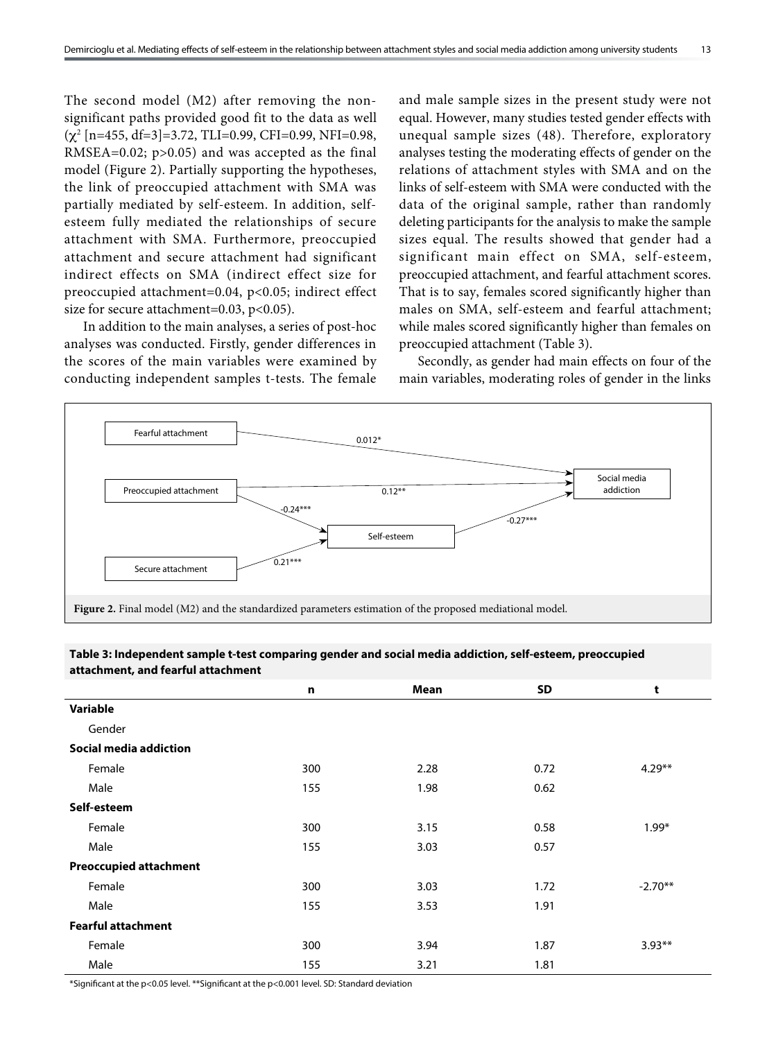The second model (M2) after removing the non-significant paths provided good fit to the data as well ($\chi^2$ [n=455, df=3]=3.72, TLI=0.99, CFI=0.99, NFI=0.98, RMSEA=0.02; $p>0.05$) and was accepted as the final model (Figure 2). Partially supporting the hypotheses, the link of preoccupied attachment with SMA was partially mediated by self-esteem. In addition, self-esteem fully mediated the relationships of secure attachment with SMA. Furthermore, preoccupied attachment and secure attachment had significant indirect effects on SMA (indirect effect size for preoccupied attachment=0.04, $p<0.05$; indirect effect size for secure attachment=0.03, $p<0.05$).

In addition to the main analyses, a series of post-hoc analyses was conducted. Firstly, gender differences in the scores of the main variables were examined by conducting independent samples t-tests. The female and male sample sizes in the present study were not equal. However, many studies tested gender effects with unequal sample sizes (48). Therefore, exploratory analyses testing the moderating effects of gender on the relations of attachment styles with SMA and on the links of self-esteem with SMA were conducted with the data of the original sample, rather than randomly deleting participants for the analysis to make the sample sizes equal. The results showed that gender had a significant main effect on SMA, self-esteem, preoccupied attachment, and fearful attachment scores. That is to say, females scored significantly higher than males on SMA, self-esteem and fearful attachment; while males scored significantly higher than females on preoccupied attachment (Table 3).

Secondly, as gender had main effects on four of the main variables, moderating roles of gender in the links

Fearful attachment → Social media addiction: 0.012*
Preoccupied attachment → Social media addiction: 0.12**
Preoccupied attachment → Self-esteem: -0.24***
Secure attachment → Self-esteem: 0.21***
Self-esteem → Social media addiction: -0.27***

**Figure 2.** Final model (M2) and the standardized parameters estimation of the proposed mediational model.

**Table 3: Independent sample t-test comparing gender and social media addiction, self-esteem, preoccupied attachment, and fearful attachment**

| | n | Mean | SD | t |
|---|---|---|---|---|
| **Variable** | | | | |
| Gender | | | | |
| **Social media addiction** | | | | |
| Female | 300 | 2.28 | 0.72 | 4.29** |
| Male | 155 | 1.98 | 0.62 | |
| **Self-esteem** | | | | |
| Female | 300 | 3.15 | 0.58 | 1.99* |
| Male | 155 | 3.03 | 0.57 | |
| **Preoccupied attachment** | | | | |
| Female | 300 | 3.03 | 1.72 | -2.70** |
| Male | 155 | 3.53 | 1.91 | |
| **Fearful attachment** | | | | |
| Female | 300 | 3.94 | 1.87 | 3.93** |
| Male | 155 | 3.21 | 1.81 | |

*Significant at the $p<0.05$ level. **Significant at the $p<0.001$ level. SD: Standard deviation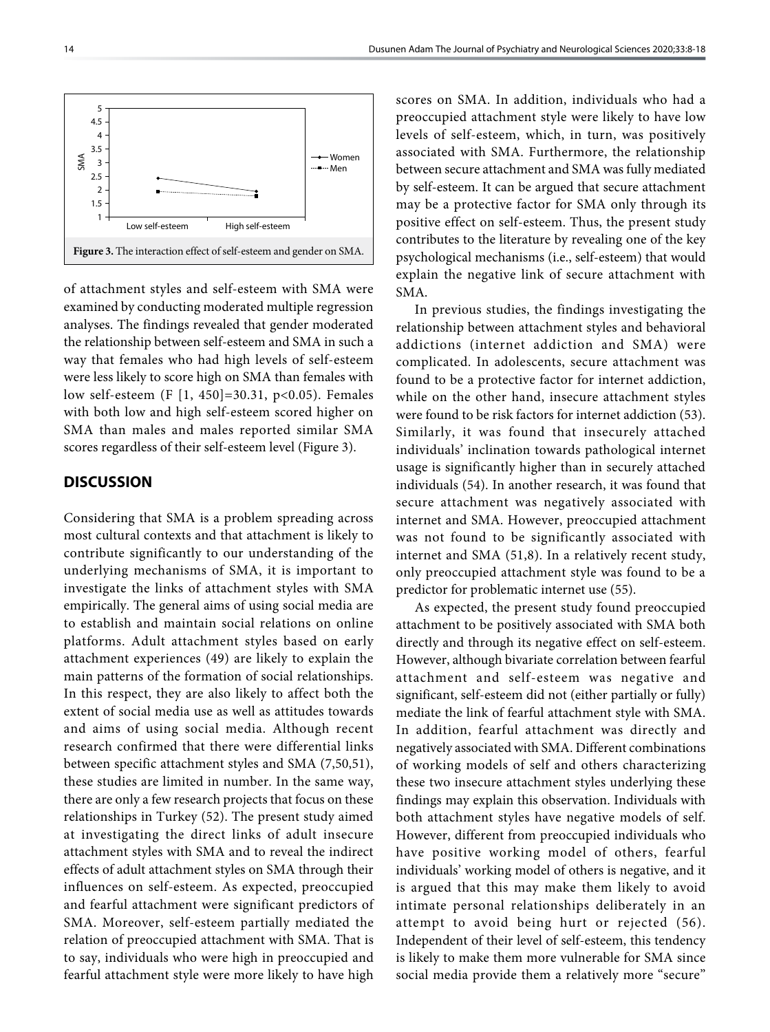**Figure 3.** The interaction effect of self-esteem and gender on SMA.

of attachment styles and self-esteem with SMA were examined by conducting moderated multiple regression analyses. The findings revealed that gender moderated the relationship between self-esteem and SMA in such a way that females who had high levels of self-esteem were less likely to score high on SMA than females with low self-esteem ($F[1, 450]=30.31$, $p<0.05$). Females with both low and high self-esteem scored higher on SMA than males and males reported similar SMA scores regardless of their self-esteem level (Figure 3).

## DISCUSSION

Considering that SMA is a problem spreading across most cultural contexts and that attachment is likely to contribute significantly to our understanding of the underlying mechanisms of SMA, it is important to investigate the links of attachment styles with SMA empirically. The general aims of using social media are to establish and maintain social relations on online platforms. Adult attachment styles based on early attachment experiences (49) are likely to explain the main patterns of the formation of social relationships. In this respect, they are also likely to affect both the extent of social media use as well as attitudes towards and aims of using social media. Although recent research confirmed that there were differential links between specific attachment styles and SMA (7,50,51), these studies are limited in number. In the same way, there are only a few research projects that focus on these relationships in Turkey (52). The present study aimed at investigating the direct links of adult insecure attachment styles with SMA and to reveal the indirect effects of adult attachment styles on SMA through their influences on self-esteem. As expected, preoccupied and fearful attachment were significant predictors of SMA. Moreover, self-esteem partially mediated the relation of preoccupied attachment with SMA. That is to say, individuals who were high in preoccupied and fearful attachment style were more likely to have high scores on SMA. In addition, individuals who had a preoccupied attachment style were likely to have low levels of self-esteem, which, in turn, was positively associated with SMA. Furthermore, the relationship between secure attachment and SMA was fully mediated by self-esteem. It can be argued that secure attachment may be a protective factor for SMA only through its positive effect on self-esteem. Thus, the present study contributes to the literature by revealing one of the key psychological mechanisms (i.e., self-esteem) that would explain the negative link of secure attachment with SMA.

In previous studies, the findings investigating the relationship between attachment styles and behavioral addictions (internet addiction and SMA) were complicated. In adolescents, secure attachment was found to be a protective factor for internet addiction, while on the other hand, insecure attachment styles were found to be risk factors for internet addiction (53). Similarly, it was found that insecurely attached individuals' inclination towards pathological internet usage is significantly higher than in securely attached individuals (54). In another research, it was found that secure attachment was negatively associated with internet and SMA. However, preoccupied attachment was not found to be significantly associated with internet and SMA (51,8). In a relatively recent study, only preoccupied attachment style was found to be a predictor for problematic internet use (55).

As expected, the present study found preoccupied attachment to be positively associated with SMA both directly and through its negative effect on self-esteem. However, although bivariate correlation between fearful attachment and self-esteem was negative and significant, self-esteem did not (either partially or fully) mediate the link of fearful attachment style with SMA. In addition, fearful attachment was directly and negatively associated with SMA. Different combinations of working models of self and others characterizing these two insecure attachment styles underlying these findings may explain this observation. Individuals with both attachment styles have negative models of self. However, different from preoccupied individuals who have positive working model of others, fearful individuals' working model of others is negative, and it is argued that this may make them likely to avoid intimate personal relationships deliberately in an attempt to avoid being hurt or rejected (56). Independent of their level of self-esteem, this tendency is likely to make them more vulnerable for SMA since social media provide them a relatively more "secure"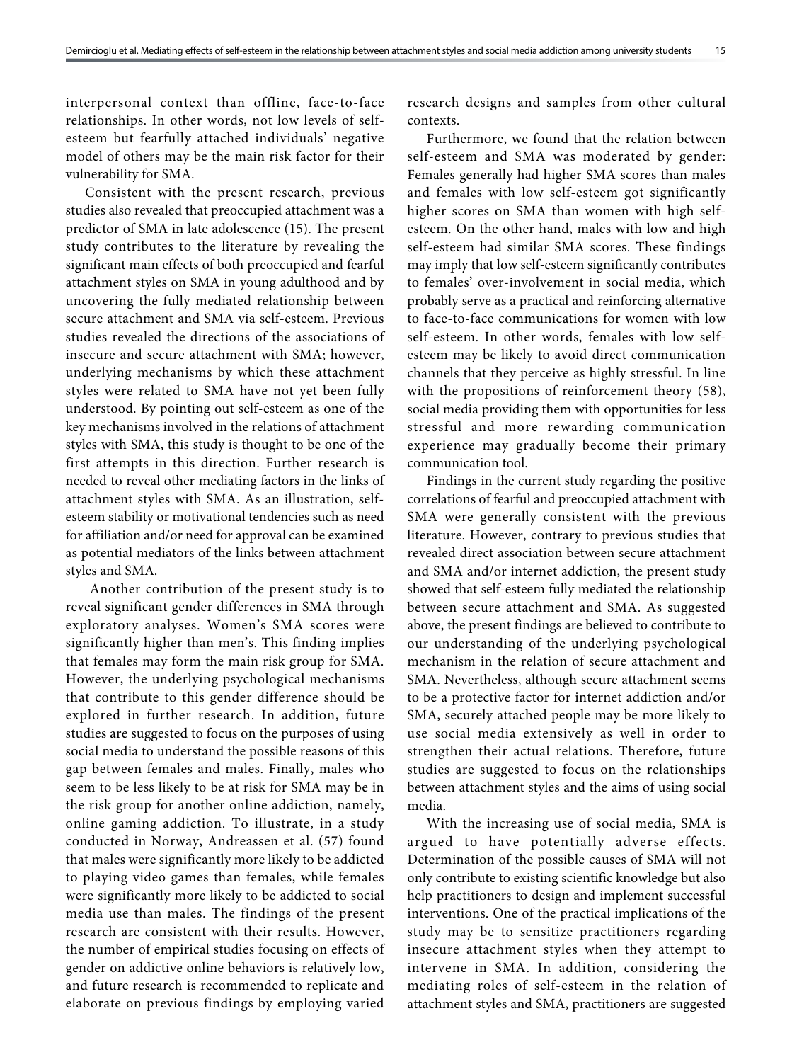interpersonal context than offline, face-to-face relationships. In other words, not low levels of self-esteem but fearfully attached individuals' negative model of others may be the main risk factor for their vulnerability for SMA.

Consistent with the present research, previous studies also revealed that preoccupied attachment was a predictor of SMA in late adolescence (15). The present study contributes to the literature by revealing the significant main effects of both preoccupied and fearful attachment styles on SMA in young adulthood and by uncovering the fully mediated relationship between secure attachment and SMA via self-esteem. Previous studies revealed the directions of the associations of insecure and secure attachment with SMA; however, underlying mechanisms by which these attachment styles were related to SMA have not yet been fully understood. By pointing out self-esteem as one of the key mechanisms involved in the relations of attachment styles with SMA, this study is thought to be one of the first attempts in this direction. Further research is needed to reveal other mediating factors in the links of attachment styles with SMA. As an illustration, self-esteem stability or motivational tendencies such as need for affiliation and/or need for approval can be examined as potential mediators of the links between attachment styles and SMA.

Another contribution of the present study is to reveal significant gender differences in SMA through exploratory analyses. Women's SMA scores were significantly higher than men's. This finding implies that females may form the main risk group for SMA. However, the underlying psychological mechanisms that contribute to this gender difference should be explored in further research. In addition, future studies are suggested to focus on the purposes of using social media to understand the possible reasons of this gap between females and males. Finally, males who seem to be less likely to be at risk for SMA may be in the risk group for another online addiction, namely, online gaming addiction. To illustrate, in a study conducted in Norway, Andreassen et al. (57) found that males were significantly more likely to be addicted to playing video games than females, while females were significantly more likely to be addicted to social media use than males. The findings of the present research are consistent with their results. However, the number of empirical studies focusing on effects of gender on addictive online behaviors is relatively low, and future research is recommended to replicate and elaborate on previous findings by employing varied research designs and samples from other cultural contexts.

Furthermore, we found that the relation between self-esteem and SMA was moderated by gender: Females generally had higher SMA scores than males and females with low self-esteem got significantly higher scores on SMA than women with high self-esteem. On the other hand, males with low and high self-esteem had similar SMA scores. These findings may imply that low self-esteem significantly contributes to females' over-involvement in social media, which probably serve as a practical and reinforcing alternative to face-to-face communications for women with low self-esteem. In other words, females with low self-esteem may be likely to avoid direct communication channels that they perceive as highly stressful. In line with the propositions of reinforcement theory (58), social media providing them with opportunities for less stressful and more rewarding communication experience may gradually become their primary communication tool.

Findings in the current study regarding the positive correlations of fearful and preoccupied attachment with SMA were generally consistent with the previous literature. However, contrary to previous studies that revealed direct association between secure attachment and SMA and/or internet addiction, the present study showed that self-esteem fully mediated the relationship between secure attachment and SMA. As suggested above, the present findings are believed to contribute to our understanding of the underlying psychological mechanism in the relation of secure attachment and SMA. Nevertheless, although secure attachment seems to be a protective factor for internet addiction and/or SMA, securely attached people may be more likely to use social media extensively as well in order to strengthen their actual relations. Therefore, future studies are suggested to focus on the relationships between attachment styles and the aims of using social media.

With the increasing use of social media, SMA is argued to have potentially adverse effects. Determination of the possible causes of SMA will not only contribute to existing scientific knowledge but also help practitioners to design and implement successful interventions. One of the practical implications of the study may be to sensitize practitioners regarding insecure attachment styles when they attempt to intervene in SMA. In addition, considering the mediating roles of self-esteem in the relation of attachment styles and SMA, practitioners are suggested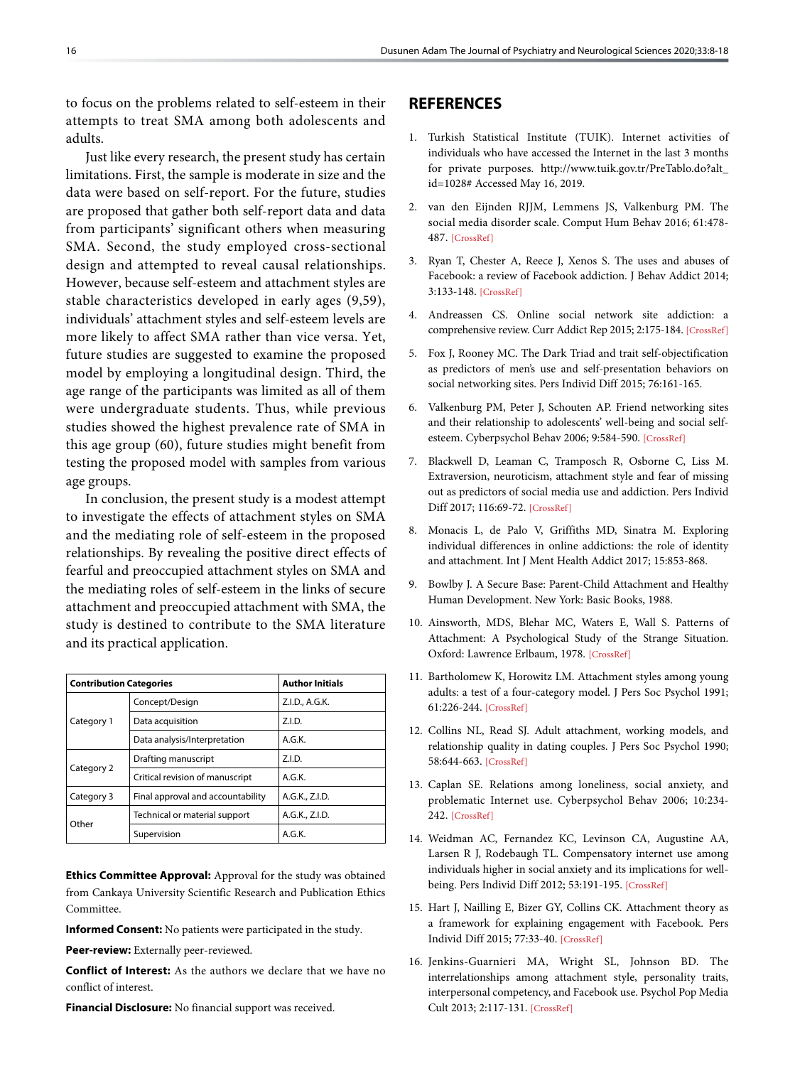to focus on the problems related to self-esteem in their attempts to treat SMA among both adolescents and adults.

Just like every research, the present study has certain limitations. First, the sample is moderate in size and the data were based on self-report. For the future, studies are proposed that gather both self-report data and data from participants' significant others when measuring SMA. Second, the study employed cross-sectional design and attempted to reveal causal relationships. However, because self-esteem and attachment styles are stable characteristics developed in early ages (9,59), individuals' attachment styles and self-esteem levels are more likely to affect SMA rather than vice versa. Yet, future studies are suggested to examine the proposed model by employing a longitudinal design. Third, the age range of the participants was limited as all of them were undergraduate students. Thus, while previous studies showed the highest prevalence rate of SMA in this age group (60), future studies might benefit from testing the proposed model with samples from various age groups.

In conclusion, the present study is a modest attempt to investigate the effects of attachment styles on SMA and the mediating role of self-esteem in the proposed relationships. By revealing the positive direct effects of fearful and preoccupied attachment styles on SMA and the mediating roles of self-esteem in the links of secure attachment and preoccupied attachment with SMA, the study is destined to contribute to the SMA literature and its practical application.

| Contribution Categories | | Author Initials |
|---|---|---|
| Category 1 | Concept/Design | Z.I.D., A.G.K. |
| | Data acquisition | Z.I.D. |
| | Data analysis/Interpretation | A.G.K. |
| Category 2 | Drafting manuscript | Z.I.D. |
| | Critical revision of manuscript | A.G.K. |
| Category 3 | Final approval and accountability | A.G.K., Z.I.D. |
| Other | Technical or material support | A.G.K., Z.I.D. |
| | Supervision | A.G.K. |

**Ethics Committee Approval:** Approval for the study was obtained from Cankaya University Scientific Research and Publication Ethics Committee.

**Informed Consent:** No patients were participated in the study.

**Peer-review:** Externally peer-reviewed.

**Conflict of Interest:** As the authors we declare that we have no conflict of interest.

**Financial Disclosure:** No financial support was received.

## REFERENCES

1. Turkish Statistical Institute (TUIK). Internet activities of individuals who have accessed the Internet in the last 3 months for private purposes. http://www.tuik.gov.tr/PreTablo.do?alt_id=1028# Accessed May 16, 2019.
2. van den Eijnden RJJM, Lemmens JS, Valkenburg PM. The social media disorder scale. Comput Hum Behav 2016; 61:478-487. [CrossRef]
3. Ryan T, Chester A, Reece J, Xenos S. The uses and abuses of Facebook: a review of Facebook addiction. J Behav Addict 2014; 3:133-148. [CrossRef]
4. Andreassen CS. Online social network site addiction: a comprehensive review. Curr Addict Rep 2015; 2:175-184. [CrossRef]
5. Fox J, Rooney MC. The Dark Triad and trait self-objectification as predictors of men's use and self-presentation behaviors on social networking sites. Pers Individ Diff 2015; 76:161-165.
6. Valkenburg PM, Peter J, Schouten AP. Friend networking sites and their relationship to adolescents' well-being and social self-esteem. Cyberpsychol Behav 2006; 9:584-590. [CrossRef]
7. Blackwell D, Leaman C, Tramposch R, Osborne C, Liss M. Extraversion, neuroticism, attachment style and fear of missing out as predictors of social media use and addiction. Pers Individ Diff 2017; 116:69-72. [CrossRef]
8. Monacis L, de Palo V, Griffiths MD, Sinatra M. Exploring individual differences in online addictions: the role of identity and attachment. Int J Ment Health Addict 2017; 15:853-868.
9. Bowlby J. A Secure Base: Parent-Child Attachment and Healthy Human Development. New York: Basic Books, 1988.
10. Ainsworth, MDS, Blehar MC, Waters E, Wall S. Patterns of Attachment: A Psychological Study of the Strange Situation. Oxford: Lawrence Erlbaum, 1978. [CrossRef]
11. Bartholomew K, Horowitz LM. Attachment styles among young adults: a test of a four-category model. J Pers Soc Psychol 1991; 61:226-244. [CrossRef]
12. Collins NL, Read SJ. Adult attachment, working models, and relationship quality in dating couples. J Pers Soc Psychol 1990; 58:644-663. [CrossRef]
13. Caplan SE. Relations among loneliness, social anxiety, and problematic Internet use. Cyberpsychol Behav 2006; 10:234-242. [CrossRef]
14. Weidman AC, Fernandez KC, Levinson CA, Augustine AA, Larsen R J, Rodebaugh TL. Compensatory internet use among individuals higher in social anxiety and its implications for well-being. Pers Individ Diff 2012; 53:191-195. [CrossRef]
15. Hart J, Nailling E, Bizer GY, Collins CK. Attachment theory as a framework for explaining engagement with Facebook. Pers Individ Diff 2015; 77:33-40. [CrossRef]
16. Jenkins-Guarnieri MA, Wright SL, Johnson BD. The interrelationships among attachment style, personality traits, interpersonal competency, and Facebook use. Psychol Pop Media Cult 2013; 2:117-131. [CrossRef]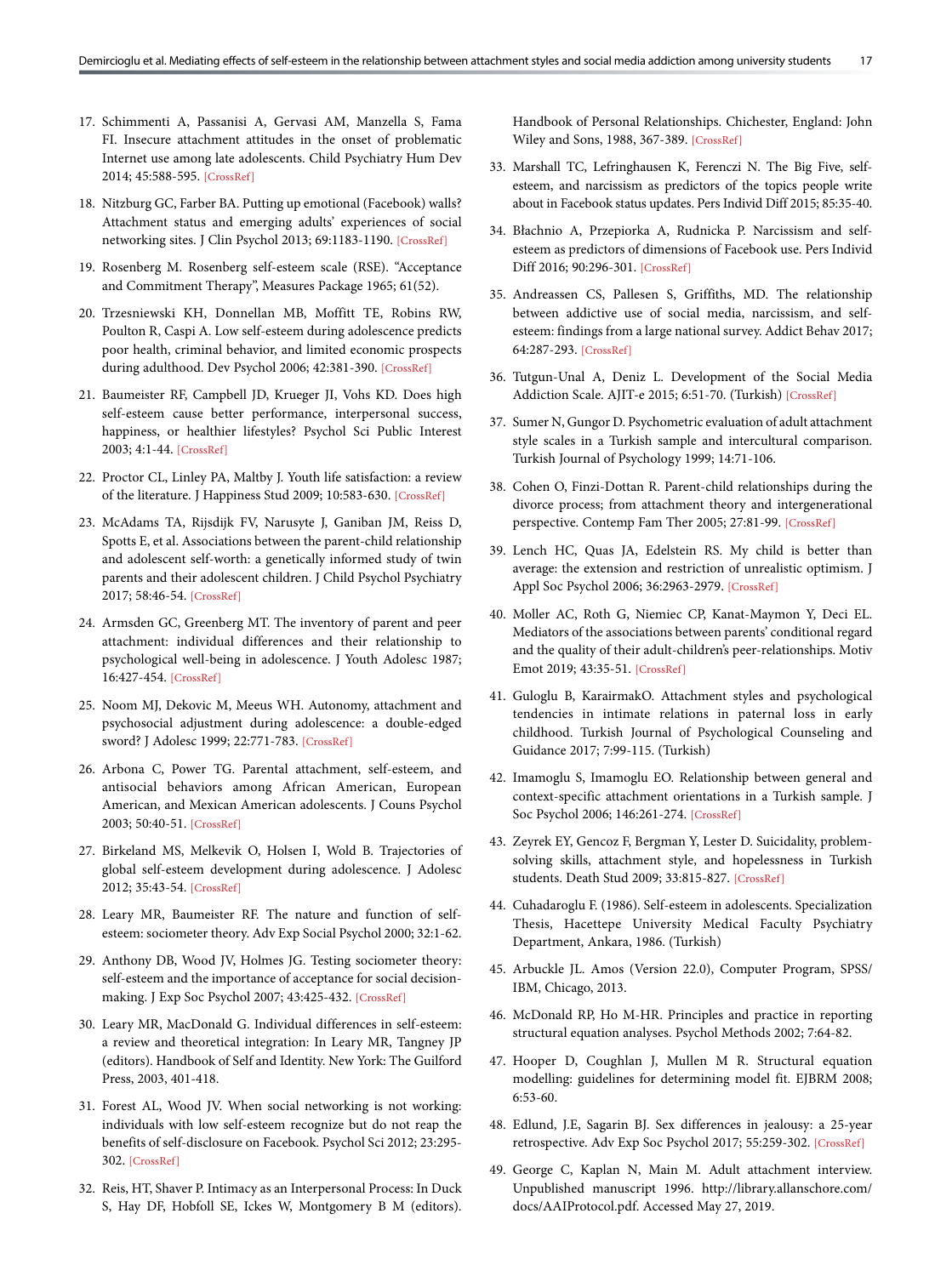17. Schimmenti A, Passanisi A, Gervasi AM, Manzella S, Fama FI. Insecure attachment attitudes in the onset of problematic Internet use among late adolescents. Child Psychiatry Hum Dev 2014; 45:588-595. [CrossRef]

18. Nitzburg GC, Farber BA. Putting up emotional (Facebook) walls? Attachment status and emerging adults' experiences of social networking sites. J Clin Psychol 2013; 69:1183-1190. [CrossRef]

19. Rosenberg M. Rosenberg self-esteem scale (RSE). "Acceptance and Commitment Therapy", Measures Package 1965; 61(52).

20. Trzesniewski KH, Donnellan MB, Moffitt TE, Robins RW, Poulton R, Caspi A. Low self-esteem during adolescence predicts poor health, criminal behavior, and limited economic prospects during adulthood. Dev Psychol 2006; 42:381-390. [CrossRef]

21. Baumeister RF, Campbell JD, Krueger JI, Vohs KD. Does high self-esteem cause better performance, interpersonal success, happiness, or healthier lifestyles? Psychol Sci Public Interest 2003; 4:1-44. [CrossRef]

22. Proctor CL, Linley PA, Maltby J. Youth life satisfaction: a review of the literature. J Happiness Stud 2009; 10:583-630. [CrossRef]

23. McAdams TA, Rijsdijk FV, Narusyte J, Ganiban JM, Reiss D, Spotts E, et al. Associations between the parent-child relationship and adolescent self-worth: a genetically informed study of twin parents and their adolescent children. J Child Psychol Psychiatry 2017; 58:46-54. [CrossRef]

24. Armsden GC, Greenberg MT. The inventory of parent and peer attachment: individual differences and their relationship to psychological well-being in adolescence. J Youth Adolesc 1987; 16:427-454. [CrossRef]

25. Noom MJ, Dekovic M, Meeus WH. Autonomy, attachment and psychosocial adjustment during adolescence: a double-edged sword? J Adolesc 1999; 22:771-783. [CrossRef]

26. Arbona C, Power TG. Parental attachment, self-esteem, and antisocial behaviors among African American, European American, and Mexican American adolescents. J Couns Psychol 2003; 50:40-51. [CrossRef]

27. Birkeland MS, Melkevik O, Holsen I, Wold B. Trajectories of global self-esteem development during adolescence. J Adolesc 2012; 35:43-54. [CrossRef]

28. Leary MR, Baumeister RF. The nature and function of self-esteem: sociometer theory. Adv Exp Social Psychol 2000; 32:1-62.

29. Anthony DB, Wood JV, Holmes JG. Testing sociometer theory: self-esteem and the importance of acceptance for social decision-making. J Exp Soc Psychol 2007; 43:425-432. [CrossRef]

30. Leary MR, MacDonald G. Individual differences in self-esteem: a review and theoretical integration: In Leary MR, Tangney JP (editors). Handbook of Self and Identity. New York: The Guilford Press, 2003, 401-418.

31. Forest AL, Wood JV. When social networking is not working: individuals with low self-esteem recognize but do not reap the benefits of self-disclosure on Facebook. Psychol Sci 2012; 23:295-302. [CrossRef]

32. Reis, HT, Shaver P. Intimacy as an Interpersonal Process: In Duck S, Hay DF, Hobfoll SE, Ickes W, Montgomery B M (editors). Handbook of Personal Relationships. Chichester, England: John Wiley and Sons, 1988, 367-389. [CrossRef]

33. Marshall TC, Lefringhausen K, Ferenczi N. The Big Five, self-esteem, and narcissism as predictors of the topics people write about in Facebook status updates. Pers Individ Diff 2015; 85:35-40.

34. Błachnio A, Przepiorka A, Rudnicka P. Narcissism and self-esteem as predictors of dimensions of Facebook use. Pers Individ Diff 2016; 90:296-301. [CrossRef]

35. Andreassen CS, Pallesen S, Griffiths, MD. The relationship between addictive use of social media, narcissism, and self-esteem: findings from a large national survey. Addict Behav 2017; 64:287-293. [CrossRef]

36. Tutgun-Unal A, Deniz L. Development of the Social Media Addiction Scale. AJIT-e 2015; 6:51-70. (Turkish) [CrossRef]

37. Sumer N, Gungor D. Psychometric evaluation of adult attachment style scales in a Turkish sample and intercultural comparison. Turkish Journal of Psychology 1999; 14:71-106.

38. Cohen O, Finzi-Dottan R. Parent-child relationships during the divorce process; from attachment theory and intergenerational perspective. Contemp Fam Ther 2005; 27:81-99. [CrossRef]

39. Lench HC, Quas JA, Edelstein RS. My child is better than average: the extension and restriction of unrealistic optimism. J Appl Soc Psychol 2006; 36:2963-2979. [CrossRef]

40. Moller AC, Roth G, Niemiec CP, Kanat-Maymon Y, Deci EL. Mediators of the associations between parents' conditional regard and the quality of their adult-children's peer-relationships. Motiv Emot 2019; 43:35-51. [CrossRef]

41. Guloglu B, KarairmakO. Attachment styles and psychological tendencies in intimate relations in paternal loss in early childhood. Turkish Journal of Psychological Counseling and Guidance 2017; 7:99-115. (Turkish)

42. Imamoglu S, Imamoglu EO. Relationship between general and context-specific attachment orientations in a Turkish sample. J Soc Psychol 2006; 146:261-274. [CrossRef]

43. Zeyrek EY, Gencoz F, Bergman Y, Lester D. Suicidality, problem-solving skills, attachment style, and hopelessness in Turkish students. Death Stud 2009; 33:815-827. [CrossRef]

44. Cuhadaroglu F. (1986). Self-esteem in adolescents. Specialization Thesis, Hacettepe University Medical Faculty Psychiatry Department, Ankara, 1986. (Turkish)

45. Arbuckle JL. Amos (Version 22.0), Computer Program, SPSS/IBM, Chicago, 2013.

46. McDonald RP, Ho M-HR. Principles and practice in reporting structural equation analyses. Psychol Methods 2002; 7:64-82.

47. Hooper D, Coughlan J, Mullen M R. Structural equation modelling: guidelines for determining model fit. EJBRM 2008; 6:53-60.

48. Edlund, J.E, Sagarin BJ. Sex differences in jealousy: a 25-year retrospective. Adv Exp Soc Psychol 2017; 55:259-302. [CrossRef]

49. George C, Kaplan N, Main M. Adult attachment interview. Unpublished manuscript 1996. http://library.allanschore.com/docs/AAIProtocol.pdf. Accessed May 27, 2019.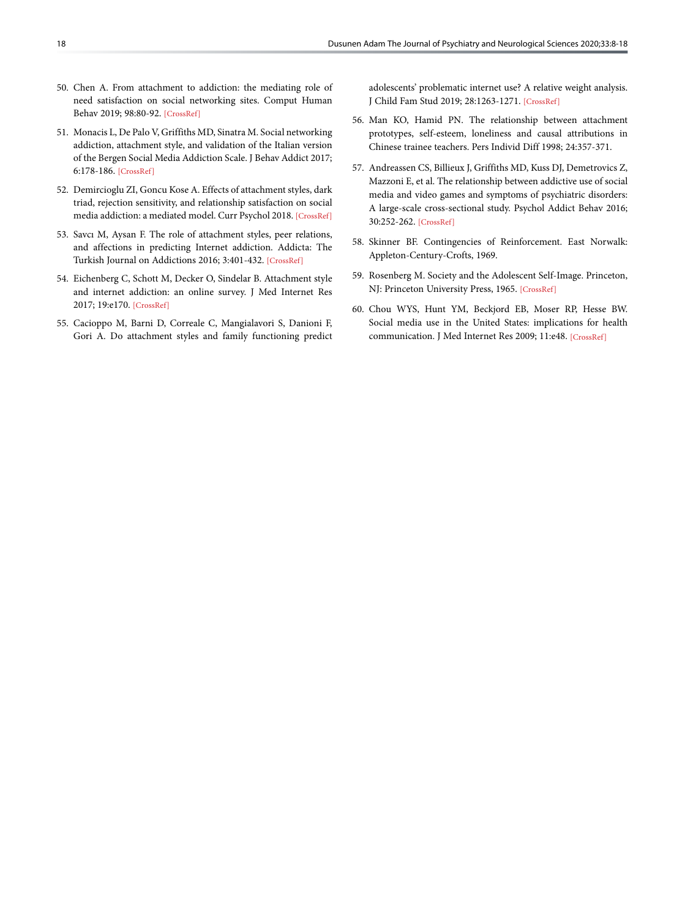50. Chen A. From attachment to addiction: the mediating role of need satisfaction on social networking sites. Comput Human Behav 2019; 98:80-92. [CrossRef]

51. Monacis L, De Palo V, Griffiths MD, Sinatra M. Social networking addiction, attachment style, and validation of the Italian version of the Bergen Social Media Addiction Scale. J Behav Addict 2017; 6:178-186. [CrossRef]

52. Demircioglu ZI, Goncu Kose A. Effects of attachment styles, dark triad, rejection sensitivity, and relationship satisfaction on social media addiction: a mediated model. Curr Psychol 2018. [CrossRef]

53. Savcı M, Aysan F. The role of attachment styles, peer relations, and affections in predicting Internet addiction. Addicta: The Turkish Journal on Addictions 2016; 3:401-432. [CrossRef]

54. Eichenberg C, Schott M, Decker O, Sindelar B. Attachment style and internet addiction: an online survey. J Med Internet Res 2017; 19:e170. [CrossRef]

55. Cacioppo M, Barni D, Correale C, Mangialavori S, Danioni F, Gori A. Do attachment styles and family functioning predict adolescents' problematic internet use? A relative weight analysis. J Child Fam Stud 2019; 28:1263-1271. [CrossRef]

56. Man KO, Hamid PN. The relationship between attachment prototypes, self-esteem, loneliness and causal attributions in Chinese trainee teachers. Pers Individ Diff 1998; 24:357-371.

57. Andreassen CS, Billieux J, Griffiths MD, Kuss DJ, Demetrovics Z, Mazzoni E, et al. The relationship between addictive use of social media and video games and symptoms of psychiatric disorders: A large-scale cross-sectional study. Psychol Addict Behav 2016; 30:252-262. [CrossRef]

58. Skinner BF. Contingencies of Reinforcement. East Norwalk: Appleton-Century-Crofts, 1969.

59. Rosenberg M. Society and the Adolescent Self-Image. Princeton, NJ: Princeton University Press, 1965. [CrossRef]

60. Chou WYS, Hunt YM, Beckjord EB, Moser RP, Hesse BW. Social media use in the United States: implications for health communication. J Med Internet Res 2009; 11:e48. [CrossRef]